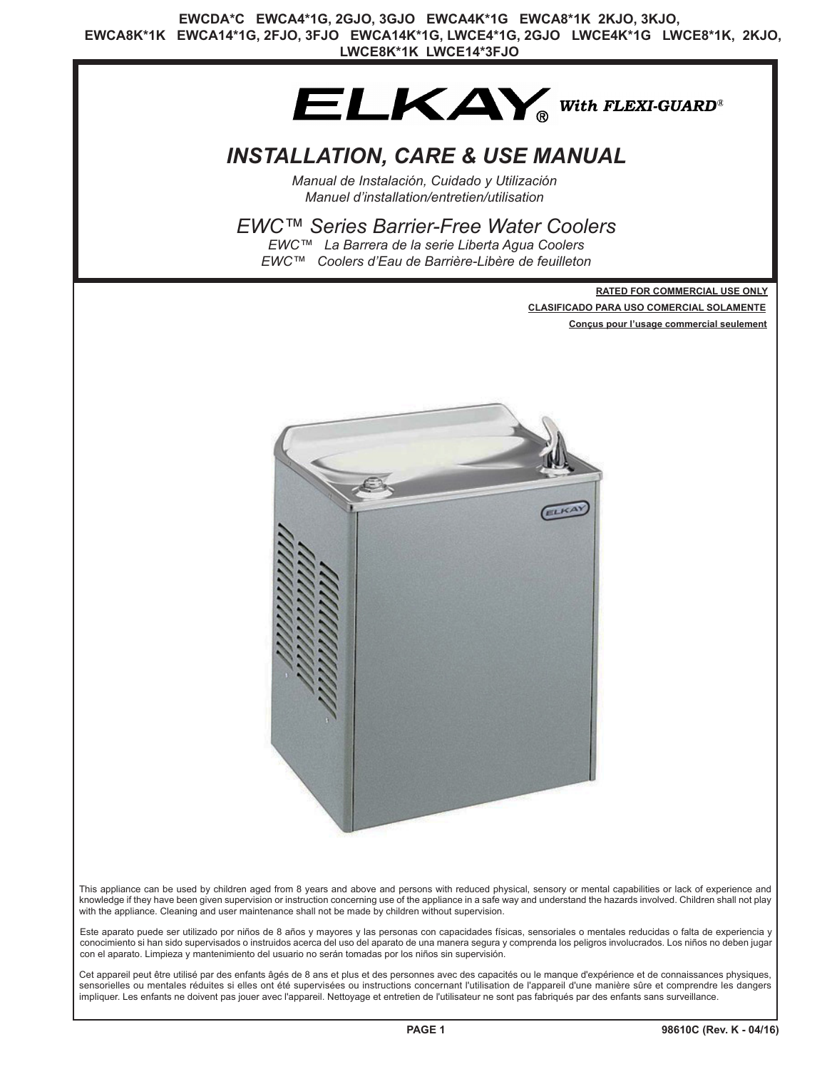**EWCDA*C EWCA4*1G, 2GJO, 3GJO EWCA4K*1G EWCA8*1K 2KJO, 3KJO, EWCA8K*1K EWCA14*1G, 2FJO, 3FJO EWCA14K*1G, LWCE4*1G, 2GJO LWCE4K*1G LWCE8*1K, 2KJO, LWCE8K*1K LWCE14*3FJO**

ELKAY® *With FLEXI-GUARD®*

# *INSTALLATION, CARE & USE MANUAL*

*Manual de Instalación, Cuidado y Utilización*
*Manuel d'installation/entretien/utilisation*

## *EWC™ Series Barrier-Free Water Coolers*

*EWC™ La Barrera de la serie Liberta Agua Coolers*
*EWC™ Coolers d'Eau de Barrière-Libère de feuilleton*

**RATED FOR COMMERCIAL USE ONLY**
**CLASIFICADO PARA USO COMERCIAL SOLAMENTE**
**Conçus pour l'usage commercial seulement**

This appliance can be used by children aged from 8 years and above and persons with reduced physical, sensory or mental capabilities or lack of experience and knowledge if they have been given supervision or instruction concerning use of the appliance in a safe way and understand the hazards involved. Children shall not play with the appliance. Cleaning and user maintenance shall not be made by children without supervision.

Este aparato puede ser utilizado por niños de 8 años y mayores y las personas con capacidades físicas, sensoriales o mentales reducidas o falta de experiencia y conocimiento si han sido supervisados o instruidos acerca del uso del aparato de una manera segura y comprenda los peligros involucrados. Los niños no deben jugar con el aparato. Limpieza y mantenimiento del usuario no serán tomadas por los niños sin supervisión.

Cet appareil peut être utilisé par des enfants âgés de 8 ans et plus et des personnes avec des capacités ou le manque d'expérience et de connaissances physiques, sensorielles ou mentales réduites si elles ont été supervisées ou instructions concernant l'utilisation de l'appareil d'une manière sûre et comprendre les dangers impliquer. Les enfants ne doivent pas jouer avec l'appareil. Nettoyage et entretien de l'utilisateur ne sont pas fabriqués par des enfants sans surveillance.

98610C (Rev. K - 04/16)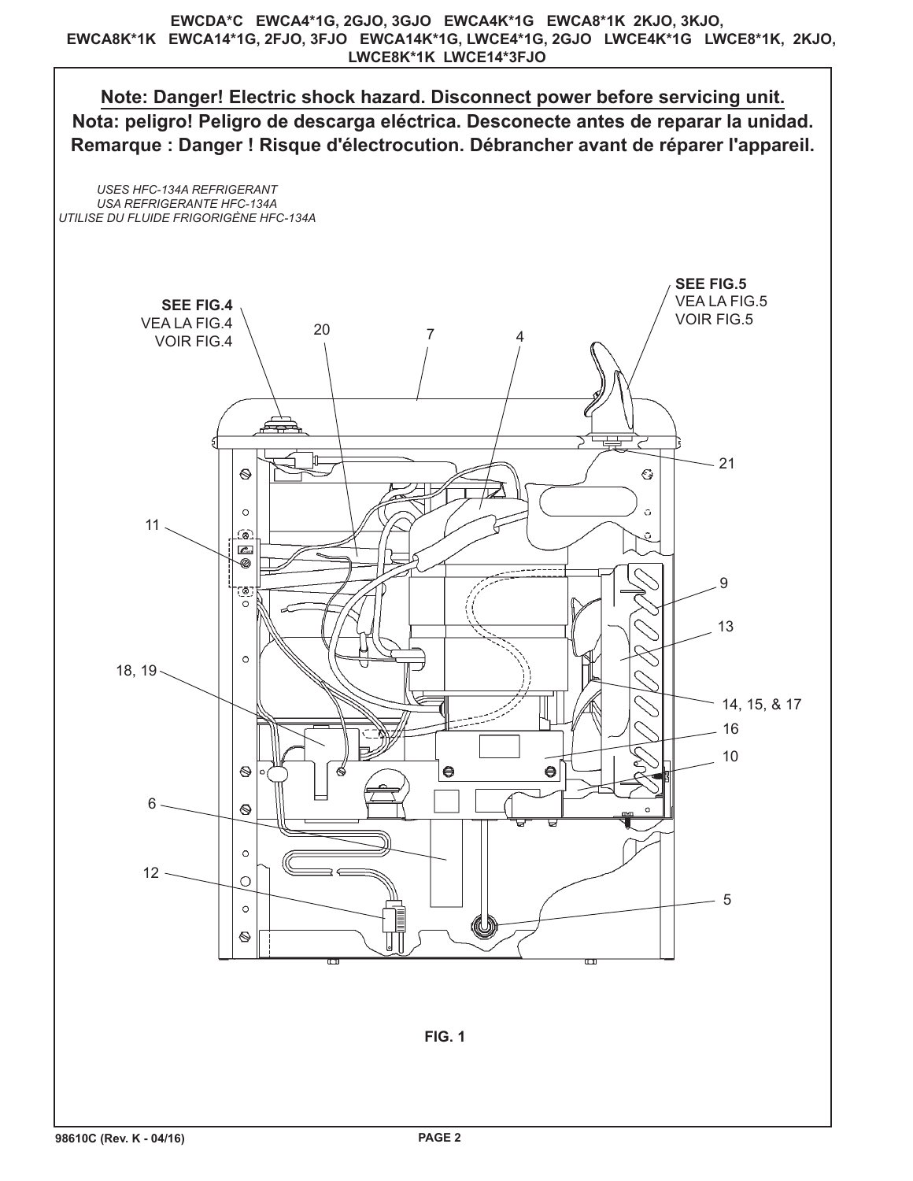EWCDA*C EWCA4*1G, 2GJO, 3GJO EWCA4K*1G EWCA8*1K 2KJO, 3KJO, EWCA8K*1K EWCA14*1G, 2FJO, 3FJO EWCA14K*1G, LWCE4*1G, 2GJO LWCE4K*1G LWCE8*1K, 2KJO, LWCE8K*1K LWCE14*3FJO

**Note: Danger! Electric shock hazard. Disconnect power before servicing unit.**

**Nota: peligro! Peligro de descarga eléctrica. Desconecte antes de reparar la unidad.**

**Remarque : Danger ! Risque d'électrocution. Débrancher avant de réparer l'appareil.**

*USES HFC-134A REFRIGERANT*
*USA REFRIGERANTE HFC-134A*
*UTILISE DU FLUIDE FRIGORIGÈNE HFC-134A*

**SEE FIG.4**
VEA LA FIG.4
VOIR FIG.4

**SEE FIG.5**
VEA LA FIG.5
VOIR FIG.5

20 7 4 21 11 9 13 18, 19 14, 15, & 17 16 10 6 12 5

**FIG. 1**

98610C (Rev. K - 04/16)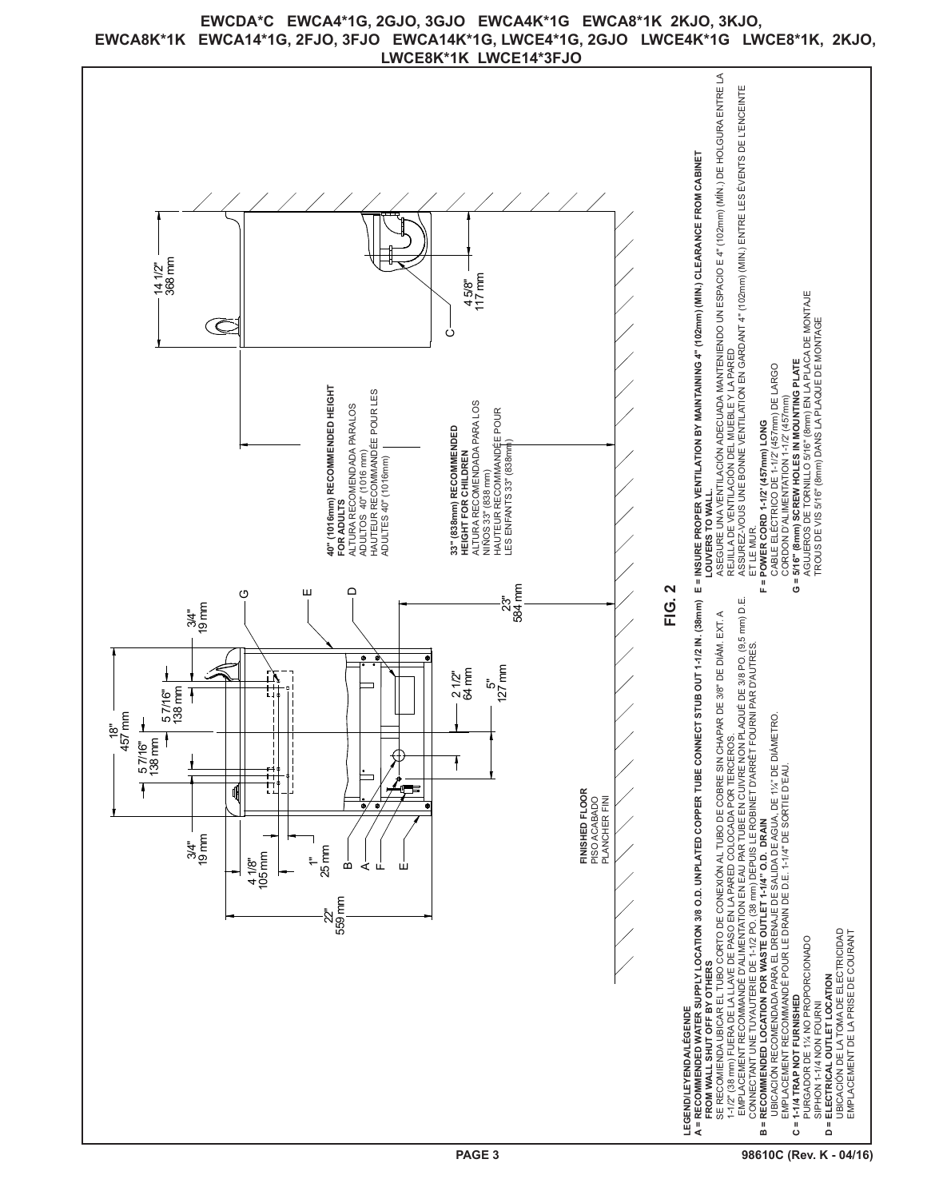EWCDA*C EWCA4*1G, 2GJO, 3GJO EWCA4K*1G EWCA8*1K 2KJO, 3KJO, EWCA8K*1K EWCA14*1G, 2FJO, 3FJO EWCA14K*1G, LWCE4*1G, 2GJO LWCE4K*1G LWCE8*1K, 2KJO, LWCE8K*1K LWCE14*3FJO

18" 457 mm

5 7/16" 138 mm

5 7/16" 138 mm

3/4" 19 mm

3/4" 19 mm

4 1/8" 105 mm

1" 25 mm

22" 559 mm

2 1/2" 64 mm

5" 127 mm

23" 584 mm

14 1/2" 368 mm

4 5/8" 117 mm

**FINISHED FLOOR**
PISO ACABADO
PLANCHER FINI

**40" (1016mm) RECOMMENDED HEIGHT FOR ADULTS**
ALTURA RECOMENDADA PARALOS ADULTOS 40" (1016 mm)
HAUTEUR RECOMMANDÉE POUR LES ADULTES 40" (1016mm)

**33" (838mm) RECOMMENDED HEIGHT FOR CHILDREN**
ALTURA RECOMENDADA PARA LOS NIÑOS 33" (838 mm)
HAUTEUR RECOMMANDÉE POUR LES ENFANTS 33" (838mm)

**FIG. 2**

**LEGEND/LEYENDA/LÉGENDE**

**A = RECOMMENDED WATER SUPPLY LOCATION 3/8 O.D. UNPLATED COPPER TUBE CONNECT STUB OUT 1-1/2 IN. (38mm) FROM WALL SHUT OFF BY OTHERS**
SE RECOMIENDA UBICAR EL TUBO CORTO DE CONEXIÓN AL TUBO DE COBRE SIN CHAPAR DE 3/8" DE DIÁM. EXT. A 1-1/2" (38 mm) FUERA DE LA LLAVE DE PASO EN LA PARED COLOCADA POR TERCEROS.
EMPLACEMENT RECOMMANDÉ D'ALIMENTATION EN EAU PAR TUBE EN CUIVRE NON PLAQUÉ DE 3/8 PO. (9,5 mm) D.E. CONNECTANT UNE TUYAUTERIE DE 1-1/2 PO. (38 mm) DEPUIS LE ROBINET D'ARRÊT FOURNI PAR D'AUTRES.

**B = RECOMMENDED LOCATION FOR WASTE OUTLET 1-1/4" O.D. DRAIN**
UBICACIÓN RECOMENDADA PARA EL DRENAJE DE SALIDA DE AGUA, DE 1¼" DE DIÁMETRO.
EMPLACEMENT RECOMMANDÉ POUR LE DRAIN DE D.E. 1-1/4" DE SORTIE D'EAU.

**C = 1-1/4 TRAP NOT FURNISHED**
PURGADOR DE 1¼ NO PROPORCIONADO
SIPHON 1-1/4 NON FOURNI

**D = ELECTRICAL OUTLET LOCATION**
UBICACIÓN DE LA TOMA DE ELECTRICIDAD
EMPLACEMENT DE LA PRISE DE COURANT

**E = INSURE PROPER VENTILATION BY MAINTAINING 4" (102mm) (MIN.) CLEARANCE FROM CABINET LOUVERS TO WALL.**
ASEGURE UNA VENTILACIÓN ADECUADA MANTENIENDO UN ESPACIO E 4" (102mm) (MÍN.) DE HOLGURA ENTRE LA REJILLA DE VENTILACIÓN DEL MUEBLE Y LA PARED
ASSUREZ-VOUS UNE BONNE VENTILATION EN GARDANT 4" (102mm) (MIN.) ENTRE LES ÉVENTS DE L'ENCEINTE ET LE MUR.

**F = POWER CORD 1-1/2' (457mm) LONG**
CABLE ELÉCTRICO DE 1-1/2' (457mm) DE LARGO
CORDON D'ALIMENTATION 1-1/2' (457mm)

**G = 5/16" (8mm) SCREW HOLES IN MOUNTING PLATE**
AGUJEROS DE TORNILLO 5/16" (8mm) EN LA PLACA DE MONTAJE
TROUS DE VIS 5/16" (8mm) DANS LA PLAQUE DE MONTAGE

98610C (Rev. K - 04/16)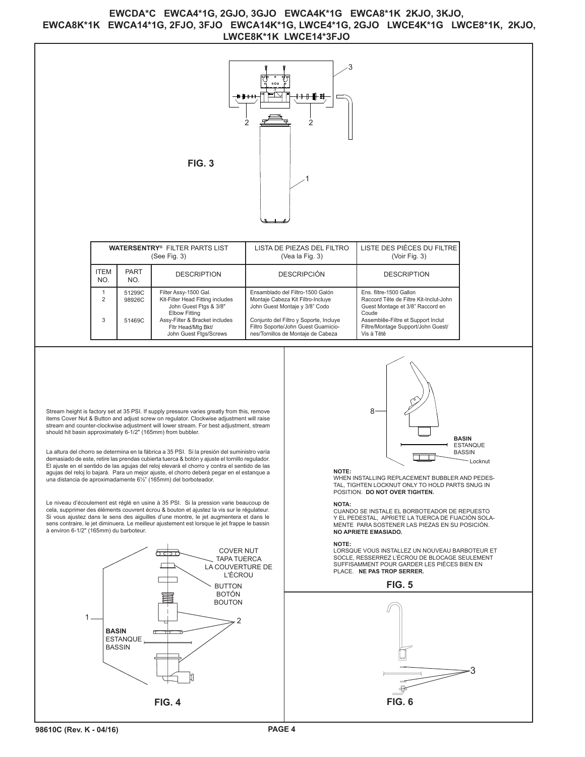# EWCDA*C EWCA4*1G, 2GJO, 3GJO EWCA4K*1G EWCA8*1K 2KJO, 3KJO, EWCA8K*1K EWCA14*1G, 2FJO, 3FJO EWCA14K*1G, LWCE4*1G, 2GJO LWCE4K*1G LWCE8*1K, 2KJO, LWCE8K*1K LWCE14*3FJO

3

2 2

1

**FIG. 3**

| **WATERSENTRY®** FILTER PARTS LIST (See Fig. 3) | | | LISTA DE PIEZAS DEL FILTRO (Vea la Fig. 3) | LISTE DES PIÈCES DU FILTRE (Voir Fig. 3) |
|---|---|---|---|---|
| ITEM NO. | PART NO. | DESCRIPTION | DESCRIPCIÓN | DESCRIPTION |
| 1 | 51299C | Filter Assy-1500 Gal. | Ensamblado del Filtro-1500 Galón | Ens. filtre-1500 Gallon |
| 2 | 98926C | Kit-Filter Head Fitting includes John Guest Ftgs & 3/8" Elbow Fitting | Montaje Cabeza Kit Filtro-Incluye John Guest Montaje y 3/8" Codo | Raccord Tête de Filtre Kit-Inclut-John Guest Montage et 3/8" Raccord en Coude |
| 3 | 51469C | Assy-Filter & Bracket includes Fltr Head/Mtg Bkt/ John Guest Ftgs/Screws | Conjunto del Filtro y Soporte, Incluye Filtro Soporte/John Guest Guarnicio-nes/Tornillos de Montaje de Cabeza | Assemblée-Filtre et Support Inclut Filtre/Montage Support/John Guest/ Vis à Têtê |

Stream height is factory set at 35 PSI. If supply pressure varies greatly from this, remove items Cover Nut & Button and adjust screw on regulator. Clockwise adjustment will raise stream and counter-clockwise adjustment will lower stream. For best adjustment, stream should hit basin approximately 6-1/2" (165mm) from bubbler.

La altura del chorro se determina en la fábrica a 35 PSI. Si la presión del suministro varía demasiado de este, retire las prendas cubierta tuerca & botón y ajuste el tornillo regulador. El ajuste en el sentido de las agujas del reloj elevará el chorro y contra el sentido de las agujas del reloj lo bajará. Para un mejor ajuste, el chorro deberá pegar en el estanque a una distancia de aproximadamente 6½" (165mm) del borboteador.

Le niveau d'écoulement est réglé en usine à 35 PSI. Si la pression varie beaucoup de cela, supprimer des éléments couvrent écrou & bouton et ajustez la vis sur le régulateur. Si vous ajustez dans le sens des aiguilles d'une montre, le jet augmentera et dans le sens contraire, le jet diminuera. Le meilleur ajustement est lorsque le jet frappe le bassin à environ 6-1/2" (165mm) du barboteur.

COVER NUT
TAPA TUERCA
LA COUVERTURE DE L'ÉCROU

BUTTON
BOTÓN
BOUTON

1 2

**BASIN**
ESTANQUE
BASSIN

**FIG. 4**

8

**BASIN**
ESTANQUE
BASSIN

Locknut

**NOTE:**
WHEN INSTALLING REPLACEMENT BUBBLER AND PEDESTAL, TIGHTEN LOCKNUT ONLY TO HOLD PARTS SNUG IN POSITION. **DO NOT OVER TIGHTEN.**

**NOTA:**
CUANDO SE INSTALE EL BORBOTEADOR DE REPUESTO Y EL PEDESTAL, APRIETE LA TUERCA DE FIJACIÓN SOLAMENTE PARA SOSTENER LAS PIEZAS EN SU POSICIÓN. **NO APRIETE EMASIADO.**

**NOTE:**
LORSQUE VOUS INSTALLEZ UN NOUVEAU BARBOTEUR ET SOCLE, RESSERREZ L'ÉCROU DE BLOCAGE SEULEMENT SUFFISAMMENT POUR GARDER LES PIÈCES BIEN EN PLACE. **NE PAS TROP SERRER.**

**FIG. 5**

3

**FIG. 6**

98610C (Rev. K - 04/16)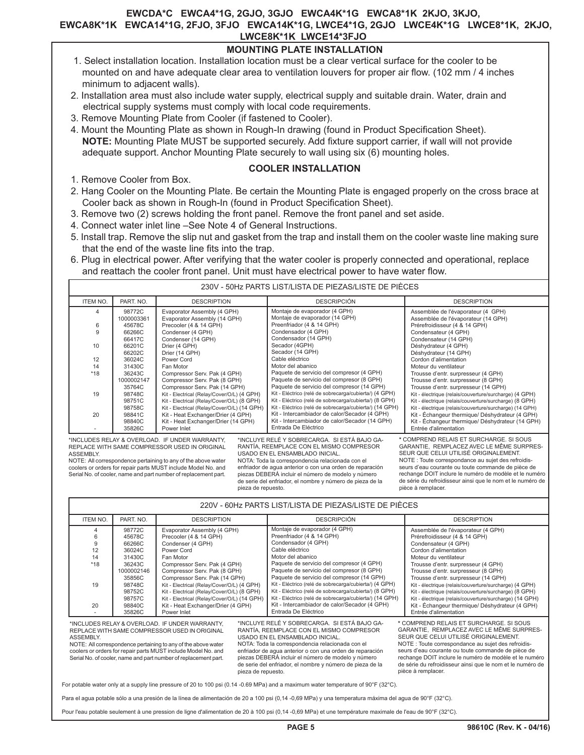# EWCDA*C EWCA4*1G, 2GJO, 3GJO EWCA4K*1G EWCA8*1K 2KJO, 3KJO, EWCA8K*1K EWCA14*1G, 2FJO, 3FJO EWCA14K*1G, LWCE4*1G, 2GJO LWCE4K*1G LWCE8*1K, 2KJO, LWCE8K*1K LWCE14*3FJO

## MOUNTING PLATE INSTALLATION

1. Select installation location. Installation location must be a clear vertical surface for the cooler to be mounted on and have adequate clear area to ventilation louvers for proper air flow. (102 mm / 4 inches minimum to adjacent walls).
2. Installation area must also include water supply, electrical supply and suitable drain. Water, drain and electrical supply systems must comply with local code requirements.
3. Remove Mounting Plate from Cooler (if fastened to Cooler).
4. Mount the Mounting Plate as shown in Rough-In drawing (found in Product Specification Sheet). **NOTE:** Mounting Plate MUST be supported securely. Add fixture support carrier, if wall will not provide adequate support. Anchor Mounting Plate securely to wall using six (6) mounting holes.

## COOLER INSTALLATION

1. Remove Cooler from Box.
2. Hang Cooler on the Mounting Plate. Be certain the Mounting Plate is engaged properly on the cross brace at Cooler back as shown in Rough-In (found in Product Specification Sheet).
3. Remove two (2) screws holding the front panel. Remove the front panel and set aside.
4. Connect water inlet line –See Note 4 of General Instructions.
5. Install trap. Remove the slip nut and gasket from the trap and install them on the cooler waste line making sure that the end of the waste line fits into the trap.
6. Plug in electrical power. After verifying that the water cooler is properly connected and operational, replace and reattach the cooler front panel. Unit must have electrical power to have water flow.

### 230V - 50Hz PARTS LIST/LISTA DE PIEZAS/LISTE DE PIÈCES

| ITEM NO. | PART. NO. | DESCRIPTION | DESCRIPCIÓN | DESCRIPTION |
|---|---|---|---|---|
| 4 | 98772C | Evaporator Assembly (4 GPH) | Montaje de evaporador (4 GPH) | Assemblée de l'évaporateur (4 GPH) |
| | 1000003361 | Evaporator Assembly (14 GPH) | Montaje de evaporador (14 GPH) | Assemblée de l'évaporateur (14 GPH) |
| 6 | 45678C | Precooler (4 & 14 GPH) | Preenfriador (4 & 14 GPH) | Prérefroidisseur (4 & 14 GPH) |
| 9 | 66266C | Condenser (4 GPH) | Condensador (4 GPH) | Condensateur (4 GPH) |
| | 66417C | Condenser (14 GPH) | Condensador (14 GPH) | Condensateur (14 GPH) |
| 10 | 66201C | Drier (4 GPH) | Secador (4GPH) | Déshydrateur (4 GPH) |
| | 66202C | Drier (14 GPH) | Secador (14 GPH) | Déshydrateur (14 GPH) |
| 12 | 36024C | Power Cord | Cable eléctrico | Cordon d'alimentation |
| 14 | 31430C | Fan Motor | Motor del abanico | Moteur du ventilateur |
| *18 | 36243C | Compressor Serv. Pak (4 GPH) | Paquete de servicio del compresor (4 GPH) | Trousse d'entr. surpresseur (4 GPH) |
| | 1000002147 | Compressor Serv. Pak (8 GPH) | Paquete de servicio del compresor (8 GPH) | Trousse d'entr. surpresseur (8 GPH) |
| | 35764C | Compressor Serv. Pak (14 GPH) | Paquete de servicio del compresor (14 GPH) | Trousse d'entr. surpresseur (14 GPH) |
| 19 | 98748C | Kit - Electrical (Relay/Cover/O/L) (4 GPH) | Kit - Eléctrico (relé de sobrecarga/cubierta/) (4 GPH) | Kit - électrique (relais/couverture/surcharge) (4 GPH) |
| | 98751C | Kit - Electrical (Relay/Cover/O/L) (8 GPH) | Kit - Eléctrico (relé de sobrecarga/cubierta/) (8 GPH) | Kit - électrique (relais/couverture/surcharge) (8 GPH) |
| | 98758C | Kit - Electrical (Relay/Cover/O/L) (14 GPH) | Kit - Eléctrico (relé de sobrecarga/cubierta/) (14 GPH) | Kit - électrique (relais/couverture/surcharge) (14 GPH) |
| 20 | 98841C | Kit - Heat Exchanger/Drier (4 GPH) | Kit - Intercambiador de calor/Secador (4 GPH) | Kit - Échangeur thermique/ Déshydrateur (4 GPH) |
| | 98840C | Kit - Heat Exchanger/Drier (14 GPH) | Kit - Intercambiador de calor/Secador (14 GPH) | Kit - Échangeur thermique/ Déshydrateur (14 GPH) |
| - | 35826C | Power Inlet | Entrada De Eléctrico | Entrée d'alimentation |

*INCLUDES RELAY & OVERLOAD. IF UNDER WARRANTY, REPLACE WITH SAME COMPRESSOR USED IN ORIGINAL ASSEMBLY.
NOTE: All correspondence pertaining to any of the above water coolers or orders for repair parts MUST include Model No. and Serial No. of cooler, name and part number of replacement part.

*INCLUYE RELÉ Y SOBRECARGA. SI ESTÁ BAJO GARANTÍA, REEMPLACE CON EL MISMO COMPRESOR USADO EN EL ENSAMBLADO INICIAL.
NOTA: Toda la correspondencia relacionada con el enfriador de agua anterior o con una orden de reparación piezas DEBERÁ incluir el número de modelo y número de serie del enfriador, el nombre y número de pieza de la pieza de repuesto.

* COMPREND RELAIS ET SURCHARGE. SI SOUS GARANTIE, REMPLACEZ AVEC LE MÊME SURPRESSEUR QUE CELUI UTILISÉ ORIGINALEMENT.
NOTE : Toute correspondance au sujet des refroidisseurs d'eau courante ou toute commande de pièce de rechange DOIT inclure le numéro de modèle et le numéro de série du refroidisseur ainsi que le nom et le numéro de pièce à remplacer.

### 220V - 60Hz PARTS LIST/LISTA DE PIEZAS/LISTE DE PIÈCES

| ITEM NO. | PART. NO. | DESCRIPTION | DESCRIPCIÓN | DESCRIPTION |
|---|---|---|---|---|
| 4 | 98772C | Evaporator Assembly (4 GPH) | Montaje de evaporador (4 GPH) | Assemblée de l'évaporateur (4 GPH) |
| 6 | 45678C | Precooler (4 & 14 GPH) | Preenfriador (4 & 14 GPH) | Prérefroidisseur (4 & 14 GPH) |
| 9 | 66266C | Condenser (4 GPH) | Condensador (4 GPH) | Condensateur (4 GPH) |
| 12 | 36024C | Power Cord | Cable eléctrico | Cordon d'alimentation |
| 14 | 31430C | Fan Motor | Motor del abanico | Moteur du ventilateur |
| *18 | 36243C | Compressor Serv. Pak (4 GPH) | Paquete de servicio del compresor (4 GPH) | Trousse d'entr. surpresseur (4 GPH) |
| | 1000002146 | Compressor Serv. Pak (8 GPH) | Paquete de servicio del compresor (8 GPH) | Trousse d'entr. surpresseur (8 GPH) |
| | 35856C | Compressor Serv. Pak (14 GPH) | Paquete de servicio del compresor (14 GPH) | Trousse d'entr. surpresseur (14 GPH) |
| 19 | 98748C | Kit - Electrical (Relay/Cover/O/L) (4 GPH) | Kit - Eléctrico (relé de sobrecarga/cubierta/) (4 GPH) | Kit - électrique (relais/couverture/surcharge) (4 GPH) |
| | 98752C | Kit - Electrical (Relay/Cover/O/L) (8 GPH) | Kit - Eléctrico (relé de sobrecarga/cubierta/) (8 GPH) | Kit - électrique (relais/couverture/surcharge) (8 GPH) |
| | 98757C | Kit - Electrical (Relay/Cover/O/L) (14 GPH) | Kit - Eléctrico (relé de sobrecarga/cubierta/) (14 GPH) | Kit - électrique (relais/couverture/surcharge) (14 GPH) |
| 20 | 98840C | Kit - Heat Exchanger/Drier (4 GPH) | Kit - Intercambiador de calor/Secador (4 GPH) | Kit - Échangeur thermique/ Déshydrateur (4 GPH) |
| - | 35826C | Power Inlet | Entrada De Eléctrico | Entrée d'alimentation |

*INCLUDES RELAY & OVERLOAD. IF UNDER WARRANTY, REPLACE WITH SAME COMPRESSOR USED IN ORIGINAL ASSEMBLY.
NOTE: All correspondence pertaining to any of the above water coolers or orders for repair parts MUST include Model No. and Serial No. of cooler, name and part number of replacement part.

*INCLUYE RELÉ Y SOBRECARGA. SI ESTÁ BAJO GARANTÍA, REEMPLACE CON EL MISMO COMPRESOR USADO EN EL ENSAMBLADO INICIAL.
NOTA: Toda la correspondencia relacionada con el enfriador de agua anterior o con una orden de reparación piezas DEBERÁ incluir el número de modelo y número de serie del enfriador, el nombre y número de pieza de la pieza de repuesto.

* COMPREND RELAIS ET SURCHARGE. SI SOUS GARANTIE, REMPLACEZ AVEC LE MÊME SURPRESSEUR QUE CELUI UTILISÉ ORIGINALEMENT.
NOTE : Toute correspondance au sujet des refroidisseurs d'eau courante ou toute commande de pièce de rechange DOIT inclure le numéro de modèle et le numéro de série du refroidisseur ainsi que le nom et le numéro de pièce à remplacer.

For potable water only at a supply line pressure of 20 to 100 psi (0.14 -0.69 MPa) and a maximum water temperature of 90°F (32°C).

Para el agua potable sólo a una presión de la línea de alimentación de 20 a 100 psi (0,14 -0,69 MPa) y una temperatura máxima del agua de 90°F (32°C).

Pour l'eau potable seulement à une pression de ligne d'alimentation de 20 à 100 psi (0,14 -0,69 MPa) et une température maximale de l'eau de 90°F (32°C).

98610C (Rev. K - 04/16)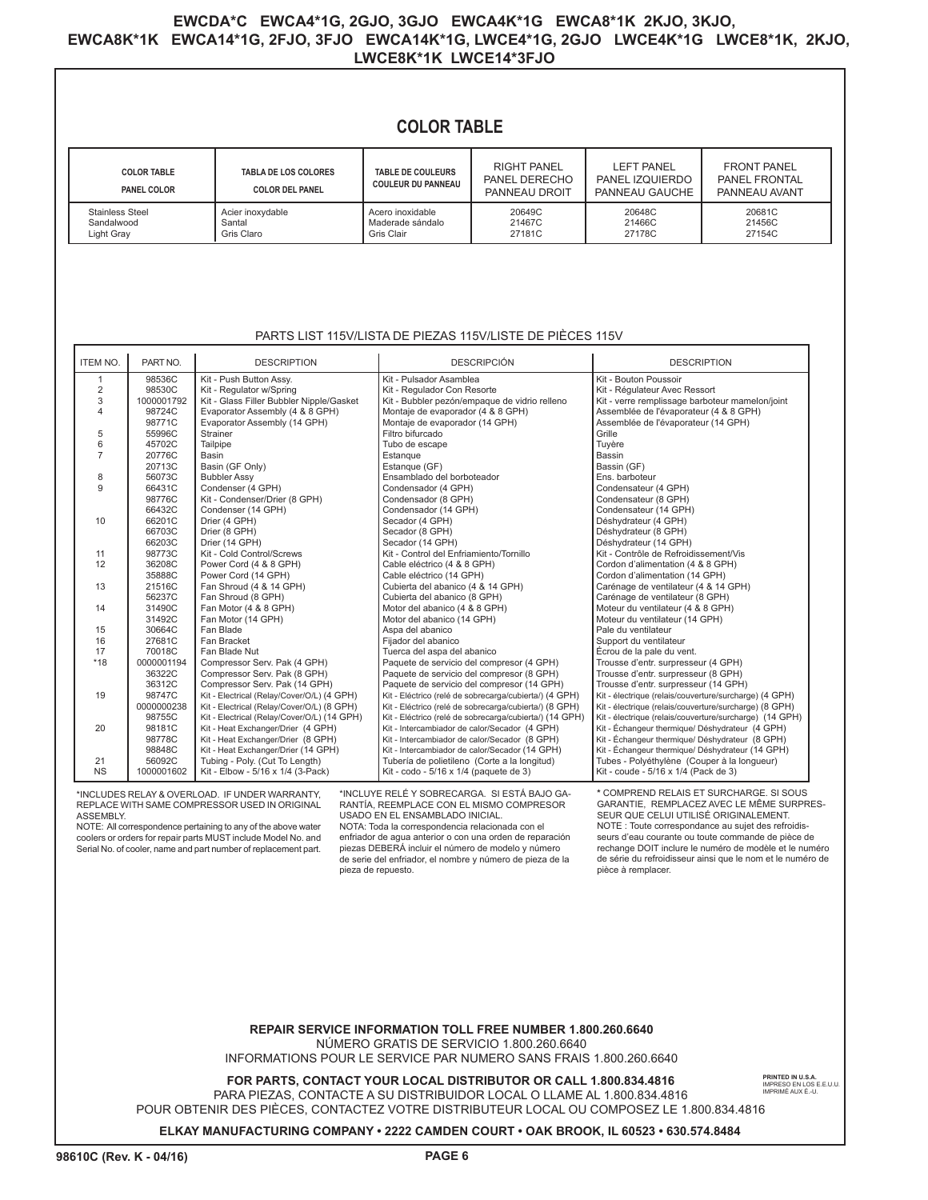**EWCDA*C EWCA4*1G, 2GJO, 3GJO EWCA4K*1G EWCA8*1K 2KJO, 3KJO, EWCA8K*1K EWCA14*1G, 2FJO, 3FJO EWCA14K*1G, LWCE4*1G, 2GJO LWCE4K*1G LWCE8*1K, 2KJO, LWCE8K*1K LWCE14*3FJO**

## COLOR TABLE

| COLOR TABLE PANEL COLOR | TABLA DE LOS COLORES COLOR DEL PANEL | TABLE DE COULEURS COULEUR DU PANNEAU | RIGHT PANEL PANEL DERECHO PANNEAU DROIT | LEFT PANEL PANEL IZQUIERDO PANNEAU GAUCHE | FRONT PANEL PANEL FRONTAL PANNEAU AVANT |
|---|---|---|---|---|---|
| Stainless Steel | Acier inoxydable | Acero inoxidable | 20649C | 20648C | 20681C |
| Sandalwood | Santal | Maderade sándalo | 21467C | 21466C | 21456C |
| Light Gray | Gris Claro | Gris Clair | 27181C | 27178C | 27154C |

PARTS LIST 115V/LISTA DE PIEZAS 115V/LISTE DE PIÈCES 115V

| ITEM NO. | PART NO. | DESCRIPTION | DESCRIPCIÓN | DESCRIPTION |
|---|---|---|---|---|
| 1 | 98536C | Kit - Push Button Assy. | Kit - Pulsador Asamblea | Kit - Bouton Poussoir |
| 2 | 98530C | Kit - Regulator w/Spring | Kit - Regulador Con Resorte | Kit - Régulateur Avec Ressort |
| 3 | 1000001792 | Kit - Glass Filler Bubbler Nipple/Gasket | Kit - Bubbler pezón/empaque de vidrio relleno | Kit - verre remplissage barboteur mamelon/joint |
| 4 | 98724C | Evaporator Assembly (4 & 8 GPH) | Montaje de evaporador (4 & 8 GPH) | Assemblée de l'évaporateur (4 & 8 GPH) |
| | 98771C | Evaporator Assembly (14 GPH) | Montaje de evaporador (14 GPH) | Assemblée de l'évaporateur (14 GPH) |
| 5 | 55996C | Strainer | Filtro bifurcado | Grille |
| 6 | 45702C | Tailpipe | Tubo de escape | Tuyère |
| 7 | 20776C | Basin | Estanque | Bassin |
| | 20713C | Basin (GF Only) | Estanque (GF) | Bassin (GF) |
| 8 | 56073C | Bubbler Assy | Ensamblado del borboteador | Ens. barboteur |
| 9 | 66431C | Condenser (4 GPH) | Condensador (4 GPH) | Condensateur (4 GPH) |
| | 98776C | Kit - Condenser/Drier (8 GPH) | Condensador (8 GPH) | Condensateur (8 GPH) |
| | 66432C | Condenser (14 GPH) | Condensador (14 GPH) | Condensateur (14 GPH) |
| 10 | 66201C | Drier (4 GPH) | Secador (4 GPH) | Déshydrateur (4 GPH) |
| | 66703C | Drier (8 GPH) | Secador (8 GPH) | Déshydrateur (8 GPH) |
| | 66203C | Drier (14 GPH) | Secador (14 GPH) | Déshydrateur (14 GPH) |
| 11 | 98773C | Kit - Cold Control/Screws | Kit - Control del Enfriamiento/Tornillo | Kit - Contrôle de Refroidissement/Vis |
| 12 | 36208C | Power Cord (4 & 8 GPH) | Cable eléctrico (4 & 8 GPH) | Cordon d'alimentation (4 & 8 GPH) |
| | 35888C | Power Cord (14 GPH) | Cable eléctrico (14 GPH) | Cordon d'alimentation (14 GPH) |
| 13 | 21516C | Fan Shroud (4 & 14 GPH) | Cubierta del abanico (4 & 14 GPH) | Carénage de ventilateur (4 & 14 GPH) |
| | 56237C | Fan Shroud (8 GPH) | Cubierta del abanico (8 GPH) | Carénage de ventilateur (8 GPH) |
| 14 | 31490C | Fan Motor (4 & 8 GPH) | Motor del abanico (4 & 8 GPH) | Moteur du ventilateur (4 & 8 GPH) |
| | 31492C | Fan Motor (14 GPH) | Motor del abanico (14 GPH) | Moteur du ventilateur (14 GPH) |
| 15 | 30664C | Fan Blade | Aspa del abanico | Pale du ventilateur |
| 16 | 27681C | Fan Bracket | Fijador del abanico | Support du ventilateur |
| 17 | 70018C | Fan Blade Nut | Tuerca del aspa del abanico | Écrou de la pale du vent. |
| *18 | 0000001194 | Compressor Serv. Pak (4 GPH) | Paquete de servicio del compresor (4 GPH) | Trousse d'entr. surpresseur (4 GPH) |
| | 36322C | Compressor Serv. Pak (8 GPH) | Paquete de servicio del compresor (8 GPH) | Trousse d'entr. surpresseur (8 GPH) |
| | 36312C | Compressor Serv. Pak (14 GPH) | Paquete de servicio del compresor (14 GPH) | Trousse d'entr. surpresseur (14 GPH) |
| 19 | 98747C | Kit - Electrical (Relay/Cover/O/L) (4 GPH) | Kit - Eléctrico (relé de sobrecarga/cubierta/) (4 GPH) | Kit - électrique (relais/couverture/surcharge) (4 GPH) |
| | 0000000238 | Kit - Electrical (Relay/Cover/O/L) (8 GPH) | Kit - Eléctrico (relé de sobrecarga/cubierta/) (8 GPH) | Kit - électrique (relais/couverture/surcharge) (8 GPH) |
| | 98755C | Kit - Electrical (Relay/Cover/O/L) (14 GPH) | Kit - Eléctrico (relé de sobrecarga/cubierta/) (14 GPH) | Kit - électrique (relais/couverture/surcharge) (14 GPH) |
| 20 | 98181C | Kit - Heat Exchanger/Drier (4 GPH) | Kit - Intercambiador de calor/Secador (4 GPH) | Kit - Échangeur thermique/ Déshydrateur (4 GPH) |
| | 98778C | Kit - Heat Exchanger/Drier (8 GPH) | Kit - Intercambiador de calor/Secador (8 GPH) | Kit - Échangeur thermique/ Déshydrateur (8 GPH) |
| | 98848C | Kit - Heat Exchanger/Drier (14 GPH) | Kit - Intercambiador de calor/Secador (14 GPH) | Kit - Échangeur thermique/ Déshydrateur (14 GPH) |
| 21 | 56092C | Tubing - Poly. (Cut To Length) | Tubería de polietileno (Corte a la longitud) | Tubes - Polyéthylène (Couper à la longueur) |
| NS | 1000001602 | Kit - Elbow - 5/16 x 1/4 (3-Pack) | Kit - codo - 5/16 x 1/4 (paquete de 3) | Kit - coude - 5/16 x 1/4 (Pack de 3) |

*INCLUDES RELAY & OVERLOAD. IF UNDER WARRANTY, REPLACE WITH SAME COMPRESSOR USED IN ORIGINAL ASSEMBLY.
NOTE: All correspondence pertaining to any of the above water coolers or orders for repair parts MUST include Model No. and Serial No. of cooler, name and part number of replacement part.

*INCLUYE RELÉ Y SOBRECARGA. SI ESTÁ BAJO GARANTÍA, REEMPLACE CON EL MISMO COMPRESOR USADO EN EL ENSAMBLADO INICIAL.
NOTA: Toda la correspondencia relacionada con el enfriador de agua anterior o con una orden de reparación piezas DEBERÁ incluir el número de modelo y número de serie del enfriador, el nombre y número de pieza de la pieza de repuesto.

* COMPREND RELAIS ET SURCHARGE. SI SOUS GARANTIE, REMPLACEZ AVEC LE MÊME SURPRESSEUR QUE CELUI UTILISÉ ORIGINALEMENT.
NOTE : Toute correspondance au sujet des refroidisseurs d'eau courante ou toute commande de pièce de rechange DOIT inclure le numéro de modèle et le numéro de série du refroidisseur ainsi que le nom et le numéro de pièce à remplacer.

**REPAIR SERVICE INFORMATION TOLL FREE NUMBER 1.800.260.6640**
NÚMERO GRATIS DE SERVICIO 1.800.260.6640
INFORMATIONS POUR LE SERVICE PAR NUMERO SANS FRAIS 1.800.260.6640

**FOR PARTS, CONTACT YOUR LOCAL DISTRIBUTOR OR CALL 1.800.834.4816**
PARA PIEZAS, CONTACTE A SU DISTRIBUIDOR LOCAL O LLAME AL 1.800.834.4816
POUR OBTENIR DES PIÈCES, CONTACTEZ VOTRE DISTRIBUTEUR LOCAL OU COMPOSEZ LE 1.800.834.4816

PRINTED IN U.S.A.
IMPRESO EN LOS E.E.U.U.
IMPRIMÉ AUX É.-U.

**ELKAY MANUFACTURING COMPANY • 2222 CAMDEN COURT • OAK BROOK, IL 60523 • 630.574.8484**

98610C (Rev. K - 04/16)